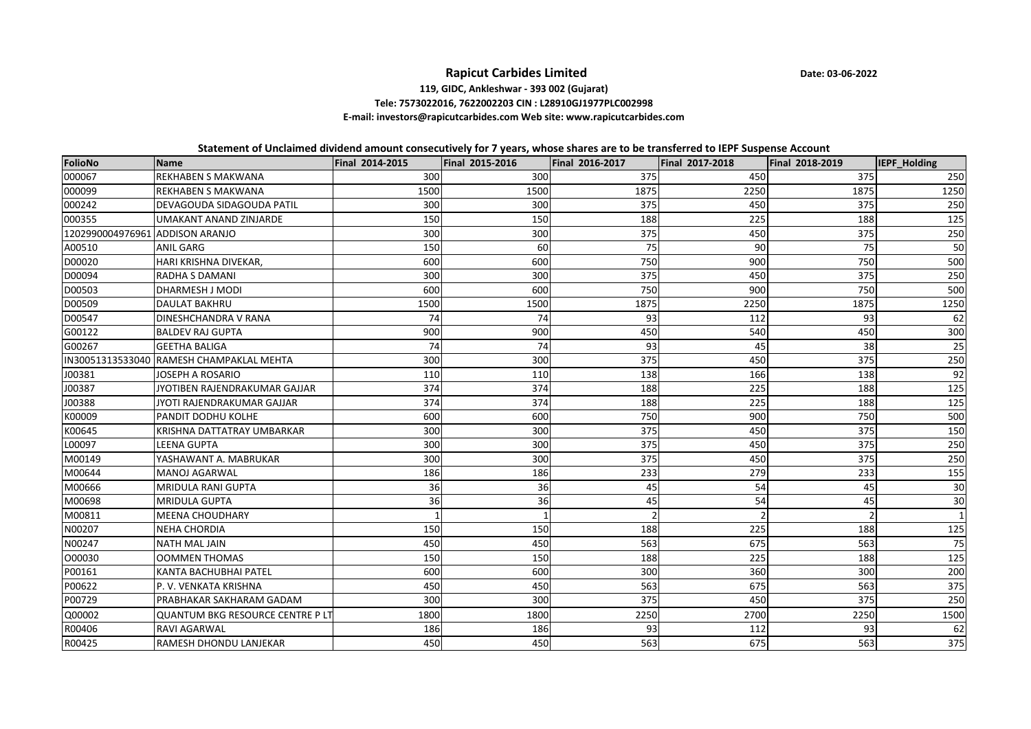# Rapicut Carbides Limited

Date: 03-06-2022

**119, GIDC, Ankleshwar - 393 002 (Gujarat)**

**Tele: 7573022016, 7622002203 CIN : L28910GJ1977PLC002998**

**E-mail: investors@rapicutcarbides.com Web site: www.rapicutcarbides.com**

**Statement of Unclaimed dividend amount consecutively for 7 years, whose shares are to be transferred to IEPF Suspense Account**

| FolioNo | Name | Final 2014-2015 | Final 2015-2016 | Final 2016-2017 | Final 2017-2018 | Final 2018-2019 | IEPF_Holding |
|---|---|---|---|---|---|---|---|
| 000067 | REKHABEN S MAKWANA | 300 | 300 | 375 | 450 | 375 | 250 |
| 000099 | REKHABEN S MAKWANA | 1500 | 1500 | 1875 | 2250 | 1875 | 1250 |
| 000242 | DEVAGOUDA SIDAGOUDA PATIL | 300 | 300 | 375 | 450 | 375 | 250 |
| 000355 | UMAKANT ANAND ZINJARDE | 150 | 150 | 188 | 225 | 188 | 125 |
| 1202990004976961 | ADDISON ARANJO | 300 | 300 | 375 | 450 | 375 | 250 |
| A00510 | ANIL GARG | 150 | 60 | 75 | 90 | 75 | 50 |
| D00020 | HARI KRISHNA DIVEKAR, | 600 | 600 | 750 | 900 | 750 | 500 |
| D00094 | RADHA S DAMANI | 300 | 300 | 375 | 450 | 375 | 250 |
| D00503 | DHARMESH J MODI | 600 | 600 | 750 | 900 | 750 | 500 |
| D00509 | DAULAT BAKHRU | 1500 | 1500 | 1875 | 2250 | 1875 | 1250 |
| D00547 | DINESHCHANDRA V RANA | 74 | 74 | 93 | 112 | 93 | 62 |
| G00122 | BALDEV RAJ GUPTA | 900 | 900 | 450 | 540 | 450 | 300 |
| G00267 | GEETHA BALIGA | 74 | 74 | 93 | 45 | 38 | 25 |
| IN30051313533040 | RAMESH CHAMPAKLAL MEHTA | 300 | 300 | 375 | 450 | 375 | 250 |
| J00381 | JOSEPH A ROSARIO | 110 | 110 | 138 | 166 | 138 | 92 |
| J00387 | JYOTIBEN RAJENDRAKUMAR GAJJAR | 374 | 374 | 188 | 225 | 188 | 125 |
| J00388 | JYOTI RAJENDRAKUMAR GAJJAR | 374 | 374 | 188 | 225 | 188 | 125 |
| K00009 | PANDIT DODHU KOLHE | 600 | 600 | 750 | 900 | 750 | 500 |
| K00645 | KRISHNA DATTATRAY UMBARKAR | 300 | 300 | 375 | 450 | 375 | 150 |
| L00097 | LEENA GUPTA | 300 | 300 | 375 | 450 | 375 | 250 |
| M00149 | YASHAWANT A. MABRUKAR | 300 | 300 | 375 | 450 | 375 | 250 |
| M00644 | MANOJ AGARWAL | 186 | 186 | 233 | 279 | 233 | 155 |
| M00666 | MRIDULA RANI GUPTA | 36 | 36 | 45 | 54 | 45 | 30 |
| M00698 | MRIDULA GUPTA | 36 | 36 | 45 | 54 | 45 | 30 |
| M00811 | MEENA CHOUDHARY | 1 | 1 | 2 | 2 | 2 | 1 |
| N00207 | NEHA CHORDIA | 150 | 150 | 188 | 225 | 188 | 125 |
| N00247 | NATH MAL JAIN | 450 | 450 | 563 | 675 | 563 | 75 |
| O00030 | OOMMEN THOMAS | 150 | 150 | 188 | 225 | 188 | 125 |
| P00161 | KANTA BACHUBHAI PATEL | 600 | 600 | 300 | 360 | 300 | 200 |
| P00622 | P. V. VENKATA KRISHNA | 450 | 450 | 563 | 675 | 563 | 375 |
| P00729 | PRABHAKAR SAKHARAM GADAM | 300 | 300 | 375 | 450 | 375 | 250 |
| Q00002 | QUANTUM BKG RESOURCE CENTRE P LT | 1800 | 1800 | 2250 | 2700 | 2250 | 1500 |
| R00406 | RAVI AGARWAL | 186 | 186 | 93 | 112 | 93 | 62 |
| R00425 | RAMESH DHONDU LANJEKAR | 450 | 450 | 563 | 675 | 563 | 375 |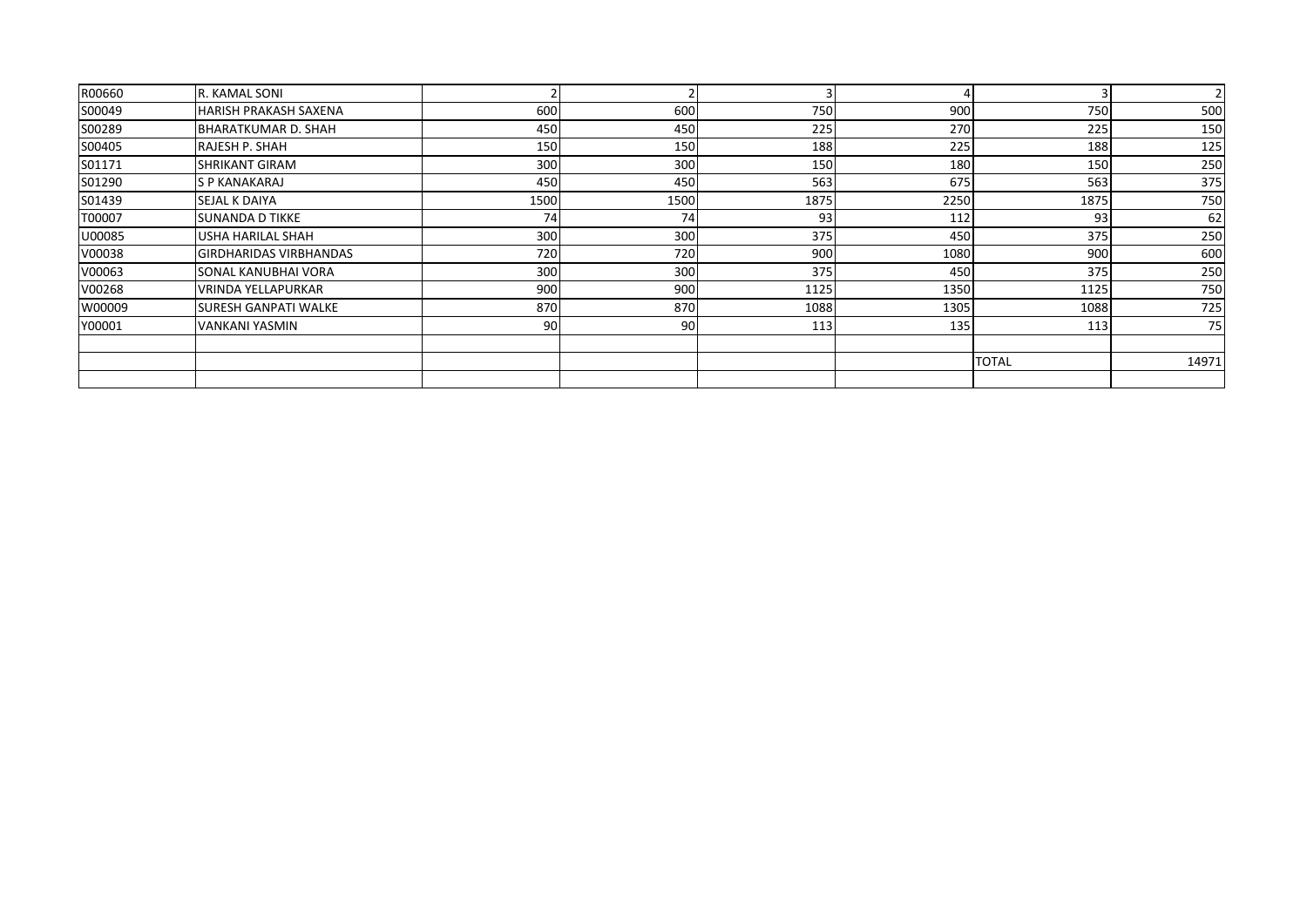| | | | | | | | |
|---|---|---|---|---|---|---|---|
| R00660 | R. KAMAL SONI | 2 | 2 | 3 | 4 | 3 | 2 |
| S00049 | HARISH PRAKASH SAXENA | 600 | 600 | 750 | 900 | 750 | 500 |
| S00289 | BHARATKUMAR D. SHAH | 450 | 450 | 225 | 270 | 225 | 150 |
| S00405 | RAJESH P. SHAH | 150 | 150 | 188 | 225 | 188 | 125 |
| S01171 | SHRIKANT GIRAM | 300 | 300 | 150 | 180 | 150 | 250 |
| S01290 | S P KANAKARAJ | 450 | 450 | 563 | 675 | 563 | 375 |
| S01439 | SEJAL K DAIYA | 1500 | 1500 | 1875 | 2250 | 1875 | 750 |
| T00007 | SUNANDA D TIKKE | 74 | 74 | 93 | 112 | 93 | 62 |
| U00085 | USHA HARILAL SHAH | 300 | 300 | 375 | 450 | 375 | 250 |
| V00038 | GIRDHARIDAS VIRBHANDAS | 720 | 720 | 900 | 1080 | 900 | 600 |
| V00063 | SONAL KANUBHAI VORA | 300 | 300 | 375 | 450 | 375 | 250 |
| V00268 | VRINDA YELLAPURKAR | 900 | 900 | 1125 | 1350 | 1125 | 750 |
| W00009 | SURESH GANPATI WALKE | 870 | 870 | 1088 | 1305 | 1088 | 725 |
| Y00001 | VANKANI YASMIN | 90 | 90 | 113 | 135 | 113 | 75 |
| | | | | | | | |
| | | | | | | TOTAL | 14971 |
| | | | | | | | |